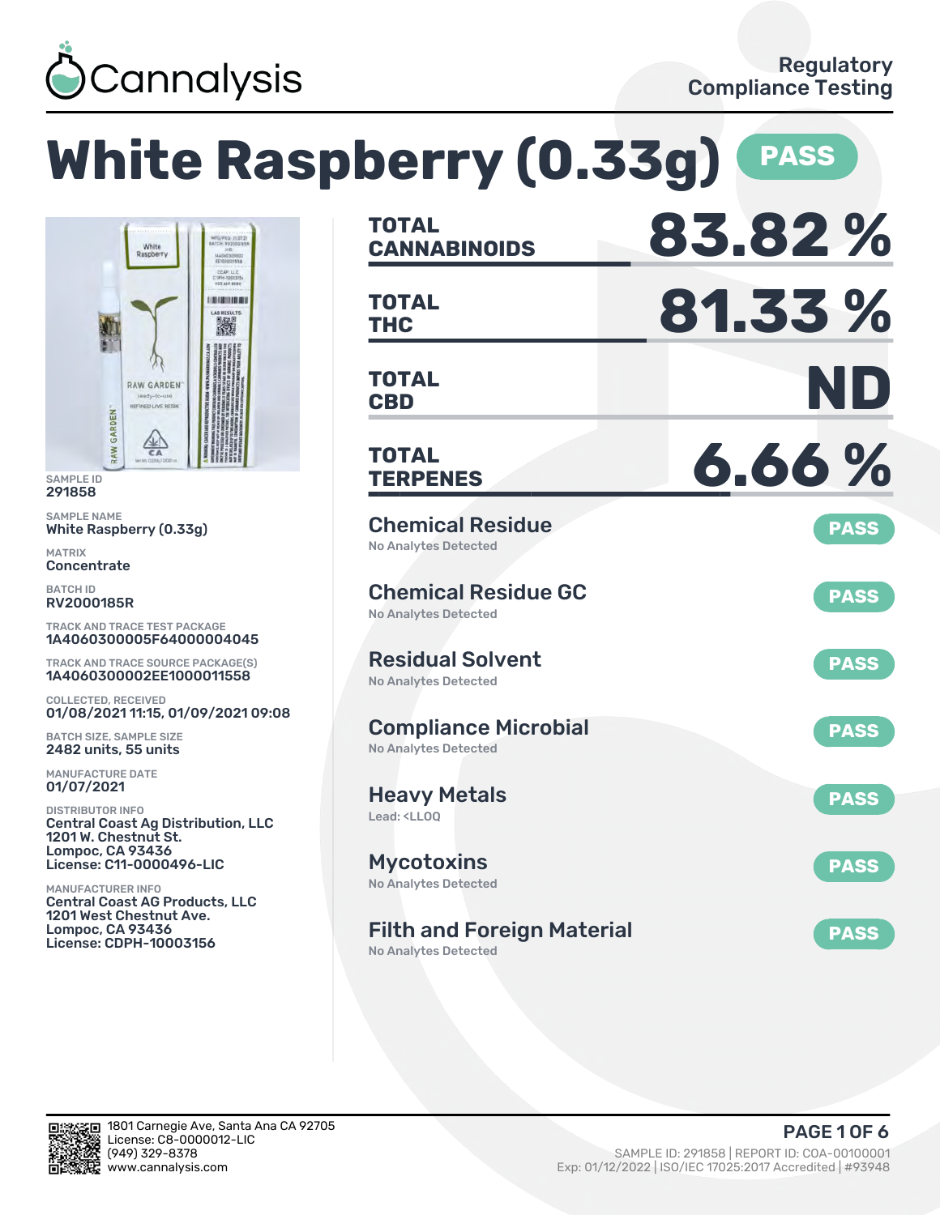# White Raspberry (0.33g) PASS

Regulatory Compliance Testing

**SAMPLE ID**
291858

**SAMPLE NAME**
White Raspberry (0.33g)

**MATRIX**
Concentrate

**BATCH ID**
RV2000185R

**TRACK AND TRACE TEST PACKAGE**
1A4060300005F64000004045

**TRACK AND TRACE SOURCE PACKAGE(S)**
1A4060300002EE1000011558

**COLLECTED, RECEIVED**
01/08/2021 11:15, 01/09/2021 09:08

**BATCH SIZE, SAMPLE SIZE**
2482 units, 55 units

**MANUFACTURE DATE**
01/07/2021

**DISTRIBUTOR INFO**
Central Coast Ag Distribution, LLC
1201 W. Chestnut St.
Lompoc, CA 93436
License: C11-0000496-LIC

**MANUFACTURER INFO**
Central Coast AG Products, LLC
1201 West Chestnut Ave.
Lompoc, CA 93436
License: CDPH-10003156

| | |
|---|---|
| **TOTAL CANNABINOIDS** | **83.82 %** |
| **TOTAL THC** | **81.33 %** |
| **TOTAL CBD** | **ND** |
| **TOTAL TERPENES** | **6.66 %** |

| Test | Result | Status |
|---|---|---|
| Chemical Residue | No Analytes Detected | PASS |
| Chemical Residue GC | No Analytes Detected | PASS |
| Residual Solvent | No Analytes Detected | PASS |
| Compliance Microbial | No Analytes Detected | PASS |
| Heavy Metals | Lead: <LLOQ | PASS |
| Mycotoxins | No Analytes Detected | PASS |
| Filth and Foreign Material | No Analytes Detected | PASS |

1801 Carnegie Ave, Santa Ana CA 92705
License: C8-0000012-LIC
(949) 329-8378
www.cannalysis.com

SAMPLE ID: 291858 | REPORT ID: COA-00100001
Exp: 01/12/2022 | ISO/IEC 17025:2017 Accredited | #93948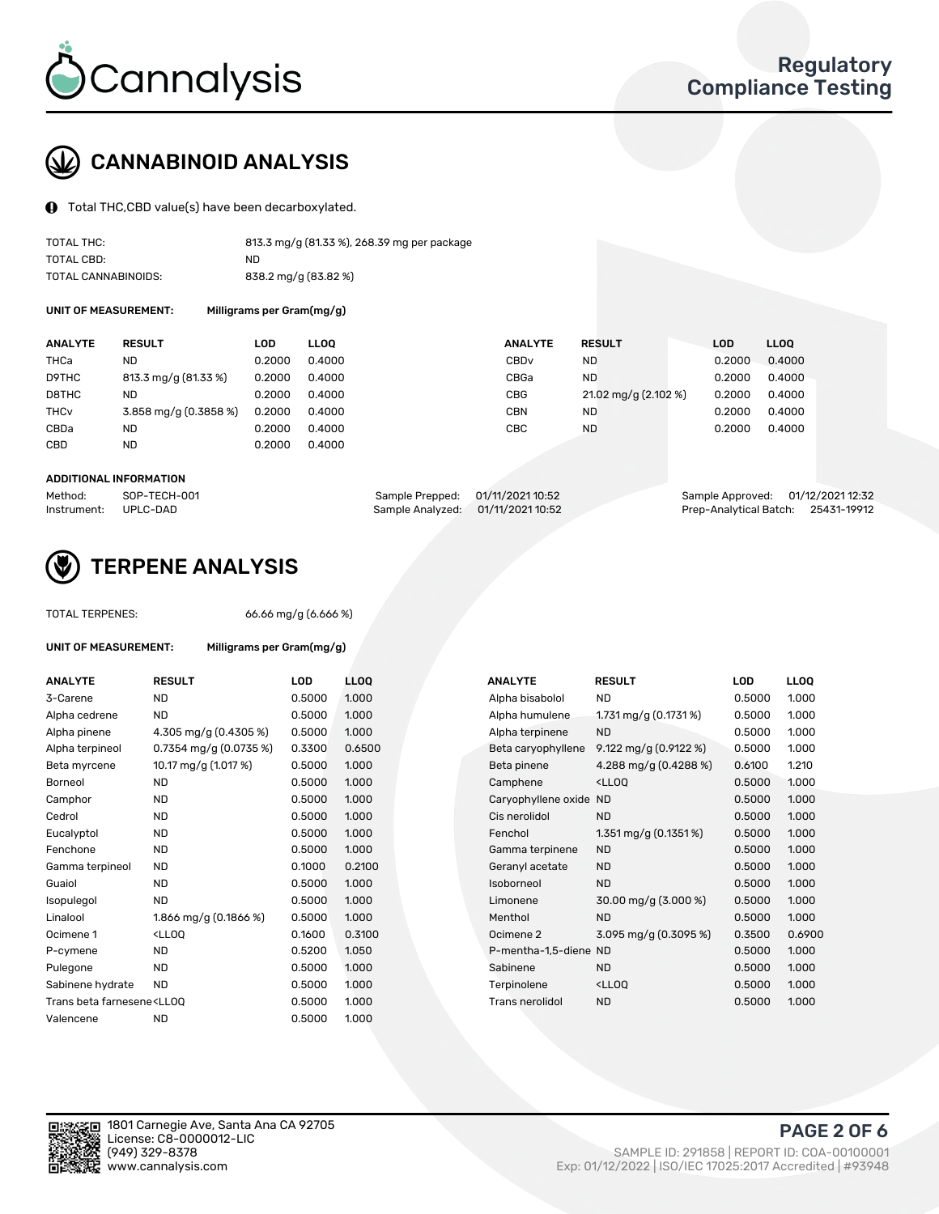# CANNABINOID ANALYSIS

Total THC,CBD value(s) have been decarboxylated.

| | |
|---|---|
| TOTAL THC: | 813.3 mg/g (81.33 %), 268.39 mg per package |
| TOTAL CBD: | ND |
| TOTAL CANNABINOIDS: | 838.2 mg/g (83.82 %) |

**UNIT OF MEASUREMENT:** Milligrams per Gram(mg/g)

| ANALYTE | RESULT | LOD | LLOQ |
|---|---|---|---|
| THCa | ND | 0.2000 | 0.4000 |
| D9THC | 813.3 mg/g (81.33 %) | 0.2000 | 0.4000 |
| D8THC | ND | 0.2000 | 0.4000 |
| THCv | 3.858 mg/g (0.3858 %) | 0.2000 | 0.4000 |
| CBDa | ND | 0.2000 | 0.4000 |
| CBD | ND | 0.2000 | 0.4000 |
| CBDv | ND | 0.2000 | 0.4000 |
| CBGa | ND | 0.2000 | 0.4000 |
| CBG | 21.02 mg/g (2.102 %) | 0.2000 | 0.4000 |
| CBN | ND | 0.2000 | 0.4000 |
| CBC | ND | 0.2000 | 0.4000 |

**ADDITIONAL INFORMATION**

| | | | | | |
|---|---|---|---|---|---|
| Method: | SOP-TECH-001 | Sample Prepped: | 01/11/2021 10:52 | Sample Approved: | 01/12/2021 12:32 |
| Instrument: | UPLC-DAD | Sample Analyzed: | 01/11/2021 10:52 | Prep-Analytical Batch: | 25431-19912 |

# TERPENE ANALYSIS

TOTAL TERPENES: 66.66 mg/g (6.666 %)

**UNIT OF MEASUREMENT:** Milligrams per Gram(mg/g)

| ANALYTE | RESULT | LOD | LLOQ |
|---|---|---|---|
| 3-Carene | ND | 0.5000 | 1.000 |
| Alpha cedrene | ND | 0.5000 | 1.000 |
| Alpha pinene | 4.305 mg/g (0.4305 %) | 0.5000 | 1.000 |
| Alpha terpineol | 0.7354 mg/g (0.0735 %) | 0.3300 | 0.6500 |
| Beta myrcene | 10.17 mg/g (1.017 %) | 0.5000 | 1.000 |
| Borneol | ND | 0.5000 | 1.000 |
| Camphor | ND | 0.5000 | 1.000 |
| Cedrol | ND | 0.5000 | 1.000 |
| Eucalyptol | ND | 0.5000 | 1.000 |
| Fenchone | ND | 0.5000 | 1.000 |
| Gamma terpineol | ND | 0.1000 | 0.2100 |
| Guaiol | ND | 0.5000 | 1.000 |
| Isopulegol | ND | 0.5000 | 1.000 |
| Linalool | 1.866 mg/g (0.1866 %) | 0.5000 | 1.000 |
| Ocimene 1 | <LLOQ | 0.1600 | 0.3100 |
| P-cymene | ND | 0.5200 | 1.050 |
| Pulegone | ND | 0.5000 | 1.000 |
| Sabinene hydrate | ND | 0.5000 | 1.000 |
| Trans beta farnesene | <LLOQ | 0.5000 | 1.000 |
| Valencene | ND | 0.5000 | 1.000 |
| Alpha bisabolol | ND | 0.5000 | 1.000 |
| Alpha humulene | 1.731 mg/g (0.1731 %) | 0.5000 | 1.000 |
| Alpha terpinene | ND | 0.5000 | 1.000 |
| Beta caryophyllene | 9.122 mg/g (0.9122 %) | 0.5000 | 1.000 |
| Beta pinene | 4.288 mg/g (0.4288 %) | 0.6100 | 1.210 |
| Camphene | <LLOQ | 0.5000 | 1.000 |
| Caryophyllene oxide | ND | 0.5000 | 1.000 |
| Cis nerolidol | ND | 0.5000 | 1.000 |
| Fenchol | 1.351 mg/g (0.1351 %) | 0.5000 | 1.000 |
| Gamma terpinene | ND | 0.5000 | 1.000 |
| Geranyl acetate | ND | 0.5000 | 1.000 |
| Isoborneol | ND | 0.5000 | 1.000 |
| Limonene | 30.00 mg/g (3.000 %) | 0.5000 | 1.000 |
| Menthol | ND | 0.5000 | 1.000 |
| Ocimene 2 | 3.095 mg/g (0.3095 %) | 0.3500 | 0.6900 |
| P-mentha-1,5-diene | ND | 0.5000 | 1.000 |
| Sabinene | ND | 0.5000 | 1.000 |
| Terpinolene | <LLOQ | 0.5000 | 1.000 |
| Trans nerolidol | ND | 0.5000 | 1.000 |

1801 Carnegie Ave, Santa Ana CA 92705
License: C8-0000012-LIC
(949) 329-8378
www.cannalysis.com

SAMPLE ID: 291858 | REPORT ID: COA-00100001
Exp: 01/12/2022 | ISO/IEC 17025:2017 Accredited | #93948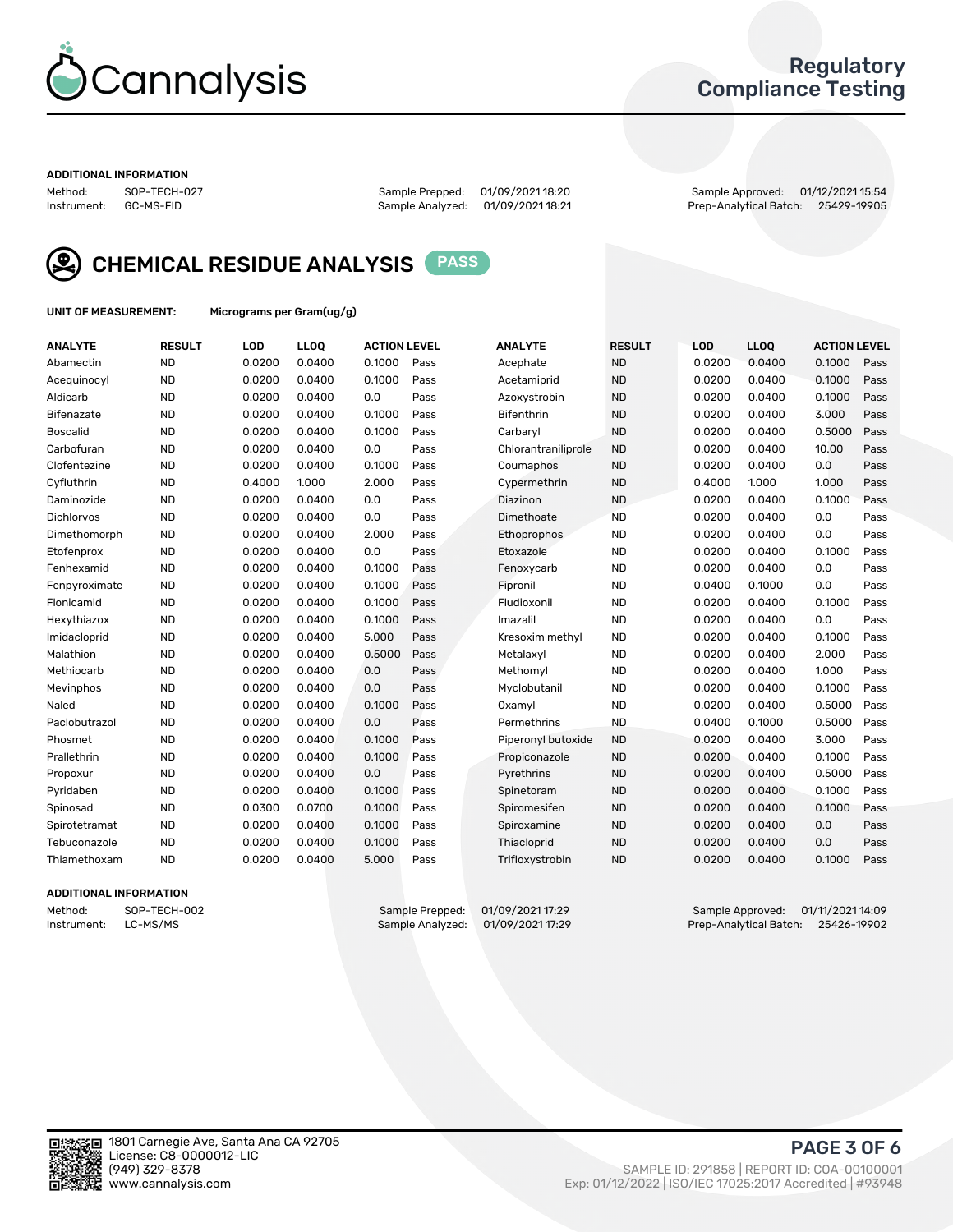# Cannalysis

## Regulatory Compliance Testing

**ADDITIONAL INFORMATION**

Method: SOP-TECH-027
Instrument: GC-MS-FID

Sample Prepped: 01/09/2021 18:20
Sample Analyzed: 01/09/2021 18:21

Sample Approved: 01/12/2021 15:54
Prep-Analytical Batch: 25429-19905

## CHEMICAL RESIDUE ANALYSIS PASS

**UNIT OF MEASUREMENT:** Micrograms per Gram(ug/g)

| ANALYTE | RESULT | LOD | LLOQ | ACTION LEVEL | | ANALYTE | RESULT | LOD | LLOQ | ACTION LEVEL | |
|---|---|---|---|---|---|---|---|---|---|---|---|
| Abamectin | ND | 0.0200 | 0.0400 | 0.1000 | Pass | Acephate | ND | 0.0200 | 0.0400 | 0.1000 | Pass |
| Acequinocyl | ND | 0.0200 | 0.0400 | 0.1000 | Pass | Acetamiprid | ND | 0.0200 | 0.0400 | 0.1000 | Pass |
| Aldicarb | ND | 0.0200 | 0.0400 | 0.0 | Pass | Azoxystrobin | ND | 0.0200 | 0.0400 | 0.1000 | Pass |
| Bifenazate | ND | 0.0200 | 0.0400 | 0.1000 | Pass | Bifenthrin | ND | 0.0200 | 0.0400 | 3.000 | Pass |
| Boscalid | ND | 0.0200 | 0.0400 | 0.1000 | Pass | Carbaryl | ND | 0.0200 | 0.0400 | 0.5000 | Pass |
| Carbofuran | ND | 0.0200 | 0.0400 | 0.0 | Pass | Chlorantraniliprole | ND | 0.0200 | 0.0400 | 10.00 | Pass |
| Clofentezine | ND | 0.0200 | 0.0400 | 0.1000 | Pass | Coumaphos | ND | 0.0200 | 0.0400 | 0.0 | Pass |
| Cyfluthrin | ND | 0.4000 | 1.000 | 2.000 | Pass | Cypermethrin | ND | 0.4000 | 1.000 | 1.000 | Pass |
| Daminozide | ND | 0.0200 | 0.0400 | 0.0 | Pass | Diazinon | ND | 0.0200 | 0.0400 | 0.1000 | Pass |
| Dichlorvos | ND | 0.0200 | 0.0400 | 0.0 | Pass | Dimethoate | ND | 0.0200 | 0.0400 | 0.0 | Pass |
| Dimethomorph | ND | 0.0200 | 0.0400 | 2.000 | Pass | Ethoprophos | ND | 0.0200 | 0.0400 | 0.0 | Pass |
| Etofenprox | ND | 0.0200 | 0.0400 | 0.0 | Pass | Etoxazole | ND | 0.0200 | 0.0400 | 0.1000 | Pass |
| Fenhexamid | ND | 0.0200 | 0.0400 | 0.1000 | Pass | Fenoxycarb | ND | 0.0200 | 0.0400 | 0.0 | Pass |
| Fenpyroximate | ND | 0.0200 | 0.0400 | 0.1000 | Pass | Fipronil | ND | 0.0400 | 0.1000 | 0.0 | Pass |
| Flonicamid | ND | 0.0200 | 0.0400 | 0.1000 | Pass | Fludioxonil | ND | 0.0200 | 0.0400 | 0.1000 | Pass |
| Hexythiazox | ND | 0.0200 | 0.0400 | 0.1000 | Pass | Imazalil | ND | 0.0200 | 0.0400 | 0.0 | Pass |
| Imidacloprid | ND | 0.0200 | 0.0400 | 5.000 | Pass | Kresoxim methyl | ND | 0.0200 | 0.0400 | 0.1000 | Pass |
| Malathion | ND | 0.0200 | 0.0400 | 0.5000 | Pass | Metalaxyl | ND | 0.0200 | 0.0400 | 2.000 | Pass |
| Methiocarb | ND | 0.0200 | 0.0400 | 0.0 | Pass | Methomyl | ND | 0.0200 | 0.0400 | 1.000 | Pass |
| Mevinphos | ND | 0.0200 | 0.0400 | 0.0 | Pass | Myclobutanil | ND | 0.0200 | 0.0400 | 0.1000 | Pass |
| Naled | ND | 0.0200 | 0.0400 | 0.1000 | Pass | Oxamyl | ND | 0.0200 | 0.0400 | 0.5000 | Pass |
| Paclobutrazol | ND | 0.0200 | 0.0400 | 0.0 | Pass | Permethrins | ND | 0.0400 | 0.1000 | 0.5000 | Pass |
| Phosmet | ND | 0.0200 | 0.0400 | 0.1000 | Pass | Piperonyl butoxide | ND | 0.0200 | 0.0400 | 3.000 | Pass |
| Prallethrin | ND | 0.0200 | 0.0400 | 0.1000 | Pass | Propiconazole | ND | 0.0200 | 0.0400 | 0.1000 | Pass |
| Propoxur | ND | 0.0200 | 0.0400 | 0.0 | Pass | Pyrethrins | ND | 0.0200 | 0.0400 | 0.5000 | Pass |
| Pyridaben | ND | 0.0200 | 0.0400 | 0.1000 | Pass | Spinetoram | ND | 0.0200 | 0.0400 | 0.1000 | Pass |
| Spinosad | ND | 0.0300 | 0.0700 | 0.1000 | Pass | Spiromesifen | ND | 0.0200 | 0.0400 | 0.1000 | Pass |
| Spirotetramat | ND | 0.0200 | 0.0400 | 0.1000 | Pass | Spiroxamine | ND | 0.0200 | 0.0400 | 0.0 | Pass |
| Tebuconazole | ND | 0.0200 | 0.0400 | 0.1000 | Pass | Thiacloprid | ND | 0.0200 | 0.0400 | 0.0 | Pass |
| Thiamethoxam | ND | 0.0200 | 0.0400 | 5.000 | Pass | Trifloxystrobin | ND | 0.0200 | 0.0400 | 0.1000 | Pass |

**ADDITIONAL INFORMATION**

Method: SOP-TECH-002
Instrument: LC-MS/MS

Sample Prepped: 01/09/2021 17:29
Sample Analyzed: 01/09/2021 17:29

Sample Approved: 01/11/2021 14:09
Prep-Analytical Batch: 25426-19902

1801 Carnegie Ave, Santa Ana CA 92705
License: C8-0000012-LIC
(949) 329-8378
www.cannalysis.com

SAMPLE ID: 291858 | REPORT ID: COA-00100001
Exp: 01/12/2022 | ISO/IEC 17025:2017 Accredited | #93948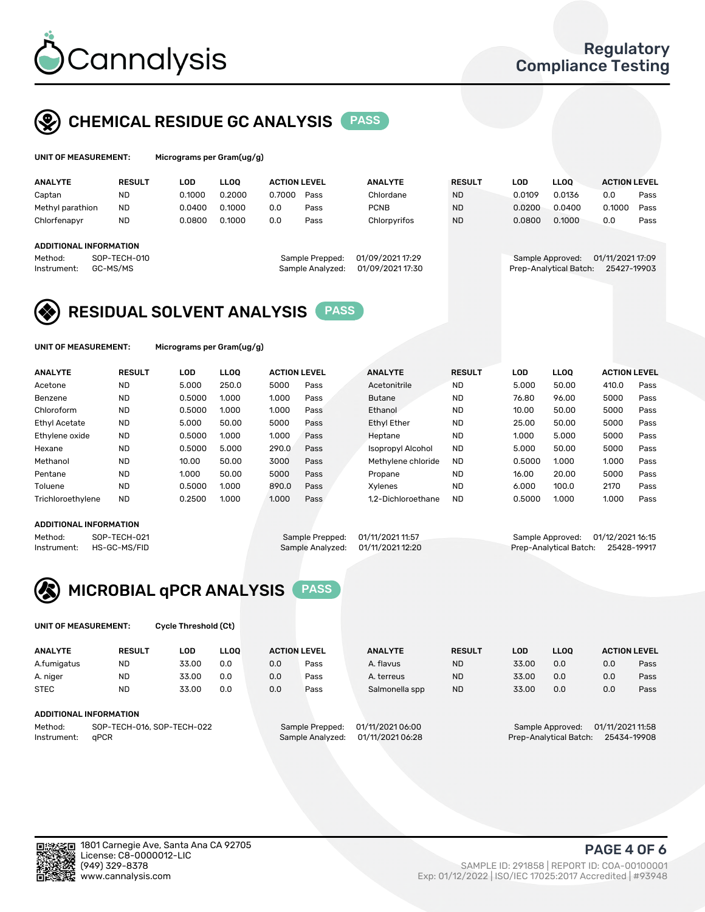# Cannalysis

Regulatory Compliance Testing

## CHEMICAL RESIDUE GC ANALYSIS PASS

**UNIT OF MEASUREMENT:** Micrograms per Gram(ug/g)

| ANALYTE | RESULT | LOD | LLOQ | ACTION LEVEL | | ANALYTE | RESULT | LOD | LLOQ | ACTION LEVEL | |
|---|---|---|---|---|---|---|---|---|---|---|---|
| Captan | ND | 0.1000 | 0.2000 | 0.7000 | Pass | Chlordane | ND | 0.0109 | 0.0136 | 0.0 | Pass |
| Methyl parathion | ND | 0.0400 | 0.1000 | 0.0 | Pass | PCNB | ND | 0.0200 | 0.0400 | 0.1000 | Pass |
| Chlorfenapyr | ND | 0.0800 | 0.1000 | 0.0 | Pass | Chlorpyrifos | ND | 0.0800 | 0.1000 | 0.0 | Pass |

**ADDITIONAL INFORMATION**

Method: SOP-TECH-010
Instrument: GC-MS/MS
Sample Prepped: 01/09/2021 17:29
Sample Analyzed: 01/09/2021 17:30
Sample Approved: 01/11/2021 17:09
Prep-Analytical Batch: 25427-19903

## RESIDUAL SOLVENT ANALYSIS PASS

**UNIT OF MEASUREMENT:** Micrograms per Gram(ug/g)

| ANALYTE | RESULT | LOD | LLOQ | ACTION LEVEL | | ANALYTE | RESULT | LOD | LLOQ | ACTION LEVEL | |
|---|---|---|---|---|---|---|---|---|---|---|---|
| Acetone | ND | 5.000 | 250.0 | 5000 | Pass | Acetonitrile | ND | 5.000 | 50.00 | 410.0 | Pass |
| Benzene | ND | 0.5000 | 1.000 | 1.000 | Pass | Butane | ND | 76.80 | 96.00 | 5000 | Pass |
| Chloroform | ND | 0.5000 | 1.000 | 1.000 | Pass | Ethanol | ND | 10.00 | 50.00 | 5000 | Pass |
| Ethyl Acetate | ND | 5.000 | 50.00 | 5000 | Pass | Ethyl Ether | ND | 25.00 | 50.00 | 5000 | Pass |
| Ethylene oxide | ND | 0.5000 | 1.000 | 1.000 | Pass | Heptane | ND | 1.000 | 5.000 | 5000 | Pass |
| Hexane | ND | 0.5000 | 5.000 | 290.0 | Pass | Isopropyl Alcohol | ND | 5.000 | 50.00 | 5000 | Pass |
| Methanol | ND | 10.00 | 50.00 | 3000 | Pass | Methylene chloride | ND | 0.5000 | 1.000 | 1.000 | Pass |
| Pentane | ND | 1.000 | 50.00 | 5000 | Pass | Propane | ND | 16.00 | 20.00 | 5000 | Pass |
| Toluene | ND | 0.5000 | 1.000 | 890.0 | Pass | Xylenes | ND | 6.000 | 100.0 | 2170 | Pass |
| Trichloroethylene | ND | 0.2500 | 1.000 | 1.000 | Pass | 1,2-Dichloroethane | ND | 0.5000 | 1.000 | 1.000 | Pass |

**ADDITIONAL INFORMATION**

Method: SOP-TECH-021
Instrument: HS-GC-MS/FID
Sample Prepped: 01/11/2021 11:57
Sample Analyzed: 01/11/2021 12:20
Sample Approved: 01/12/2021 16:15
Prep-Analytical Batch: 25428-19917

## MICROBIAL qPCR ANALYSIS PASS

**UNIT OF MEASUREMENT:** Cycle Threshold (Ct)

| ANALYTE | RESULT | LOD | LLOQ | ACTION LEVEL | | ANALYTE | RESULT | LOD | LLOQ | ACTION LEVEL | |
|---|---|---|---|---|---|---|---|---|---|---|---|
| A.fumigatus | ND | 33.00 | 0.0 | 0.0 | Pass | A. flavus | ND | 33.00 | 0.0 | 0.0 | Pass |
| A. niger | ND | 33.00 | 0.0 | 0.0 | Pass | A. terreus | ND | 33.00 | 0.0 | 0.0 | Pass |
| STEC | ND | 33.00 | 0.0 | 0.0 | Pass | Salmonella spp | ND | 33.00 | 0.0 | 0.0 | Pass |

**ADDITIONAL INFORMATION**

Method: SOP-TECH-016, SOP-TECH-022
Instrument: qPCR
Sample Prepped: 01/11/2021 06:00
Sample Analyzed: 01/11/2021 06:28
Sample Approved: 01/11/2021 11:58
Prep-Analytical Batch: 25434-19908

1801 Carnegie Ave, Santa Ana CA 92705
License: C8-0000012-LIC
(949) 329-8378
www.cannalysis.com

SAMPLE ID: 291858 | REPORT ID: COA-00100001
Exp: 01/12/2022 | ISO/IEC 17025:2017 Accredited | #93948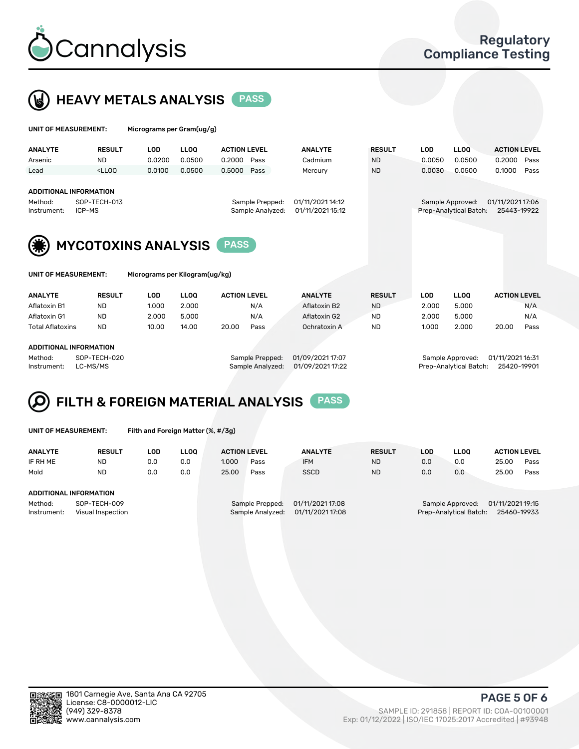# Cannalysis

## Regulatory Compliance Testing

## HEAVY METALS ANALYSIS PASS

**UNIT OF MEASUREMENT:** Micrograms per Gram(ug/g)

| ANALYTE | RESULT | LOD | LLOQ | ACTION LEVEL | | ANALYTE | RESULT | LOD | LLOQ | ACTION LEVEL | |
|---|---|---|---|---|---|---|---|---|---|---|---|
| Arsenic | ND | 0.0200 | 0.0500 | 0.2000 | Pass | Cadmium | ND | 0.0050 | 0.0500 | 0.2000 | Pass |
| Lead | <LLOQ | 0.0100 | 0.0500 | 0.5000 | Pass | Mercury | ND | 0.0030 | 0.0500 | 0.1000 | Pass |

**ADDITIONAL INFORMATION**

| | | | | | |
|---|---|---|---|---|---|
| Method: | SOP-TECH-013 | Sample Prepped: | 01/11/2021 14:12 | Sample Approved: | 01/11/2021 17:06 |
| Instrument: | ICP-MS | Sample Analyzed: | 01/11/2021 15:12 | Prep-Analytical Batch: | 25443-19922 |

## MYCOTOXINS ANALYSIS PASS

**UNIT OF MEASUREMENT:** Micrograms per Kilogram(ug/kg)

| ANALYTE | RESULT | LOD | LLOQ | ACTION LEVEL | | ANALYTE | RESULT | LOD | LLOQ | ACTION LEVEL | |
|---|---|---|---|---|---|---|---|---|---|---|---|
| Aflatoxin B1 | ND | 1.000 | 2.000 | | N/A | Aflatoxin B2 | ND | 2.000 | 5.000 | | N/A |
| Aflatoxin G1 | ND | 2.000 | 5.000 | | N/A | Aflatoxin G2 | ND | 2.000 | 5.000 | | N/A |
| Total Aflatoxins | ND | 10.00 | 14.00 | 20.00 | Pass | Ochratoxin A | ND | 1.000 | 2.000 | 20.00 | Pass |

**ADDITIONAL INFORMATION**

| | | | | | |
|---|---|---|---|---|---|
| Method: | SOP-TECH-020 | Sample Prepped: | 01/09/2021 17:07 | Sample Approved: | 01/11/2021 16:31 |
| Instrument: | LC-MS/MS | Sample Analyzed: | 01/09/2021 17:22 | Prep-Analytical Batch: | 25420-19901 |

## FILTH & FOREIGN MATERIAL ANALYSIS PASS

**UNIT OF MEASUREMENT:** Filth and Foreign Matter (%, #/3g)

| ANALYTE | RESULT | LOD | LLOQ | ACTION LEVEL | | ANALYTE | RESULT | LOD | LLOQ | ACTION LEVEL | |
|---|---|---|---|---|---|---|---|---|---|---|---|
| IF RH ME | ND | 0.0 | 0.0 | 1.000 | Pass | IFM | ND | 0.0 | 0.0 | 25.00 | Pass |
| Mold | ND | 0.0 | 0.0 | 25.00 | Pass | SSCD | ND | 0.0 | 0.0 | 25.00 | Pass |

**ADDITIONAL INFORMATION**

| | | | | | |
|---|---|---|---|---|---|
| Method: | SOP-TECH-009 | Sample Prepped: | 01/11/2021 17:08 | Sample Approved: | 01/11/2021 19:15 |
| Instrument: | Visual Inspection | Sample Analyzed: | 01/11/2021 17:08 | Prep-Analytical Batch: | 25460-19933 |

1801 Carnegie Ave, Santa Ana CA 92705
License: C8-0000012-LIC
(949) 329-8378
www.cannalysis.com

SAMPLE ID: 291858 | REPORT ID: COA-00100001
Exp: 01/12/2022 | ISO/IEC 17025:2017 Accredited | #93948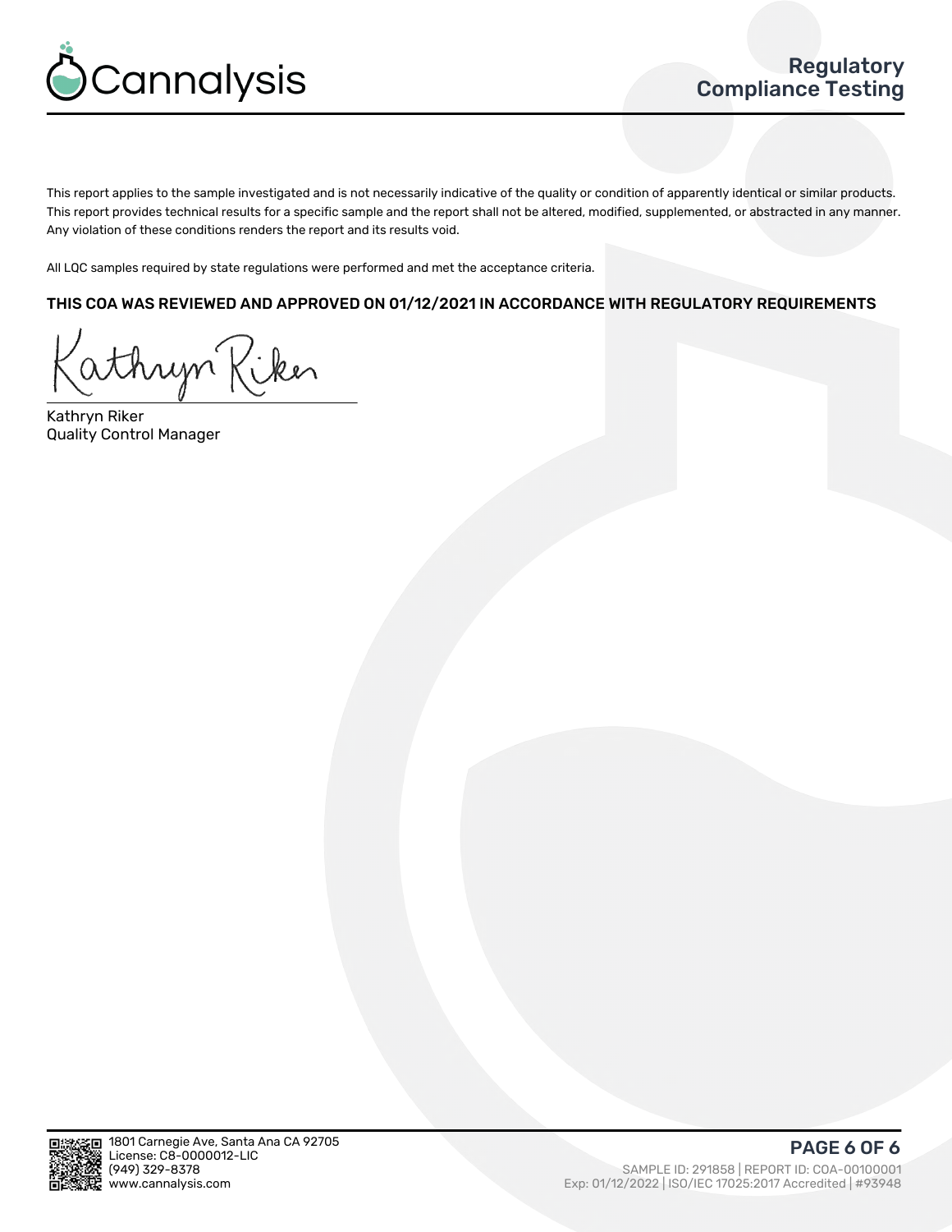This report applies to the sample investigated and is not necessarily indicative of the quality or condition of apparently identical or similar products. This report provides technical results for a specific sample and the report shall not be altered, modified, supplemented, or abstracted in any manner. Any violation of these conditions renders the report and its results void.

All LQC samples required by state regulations were performed and met the acceptance criteria.

**THIS COA WAS REVIEWED AND APPROVED ON 01/12/2021 IN ACCORDANCE WITH REGULATORY REQUIREMENTS**

Kathryn Riker
Quality Control Manager